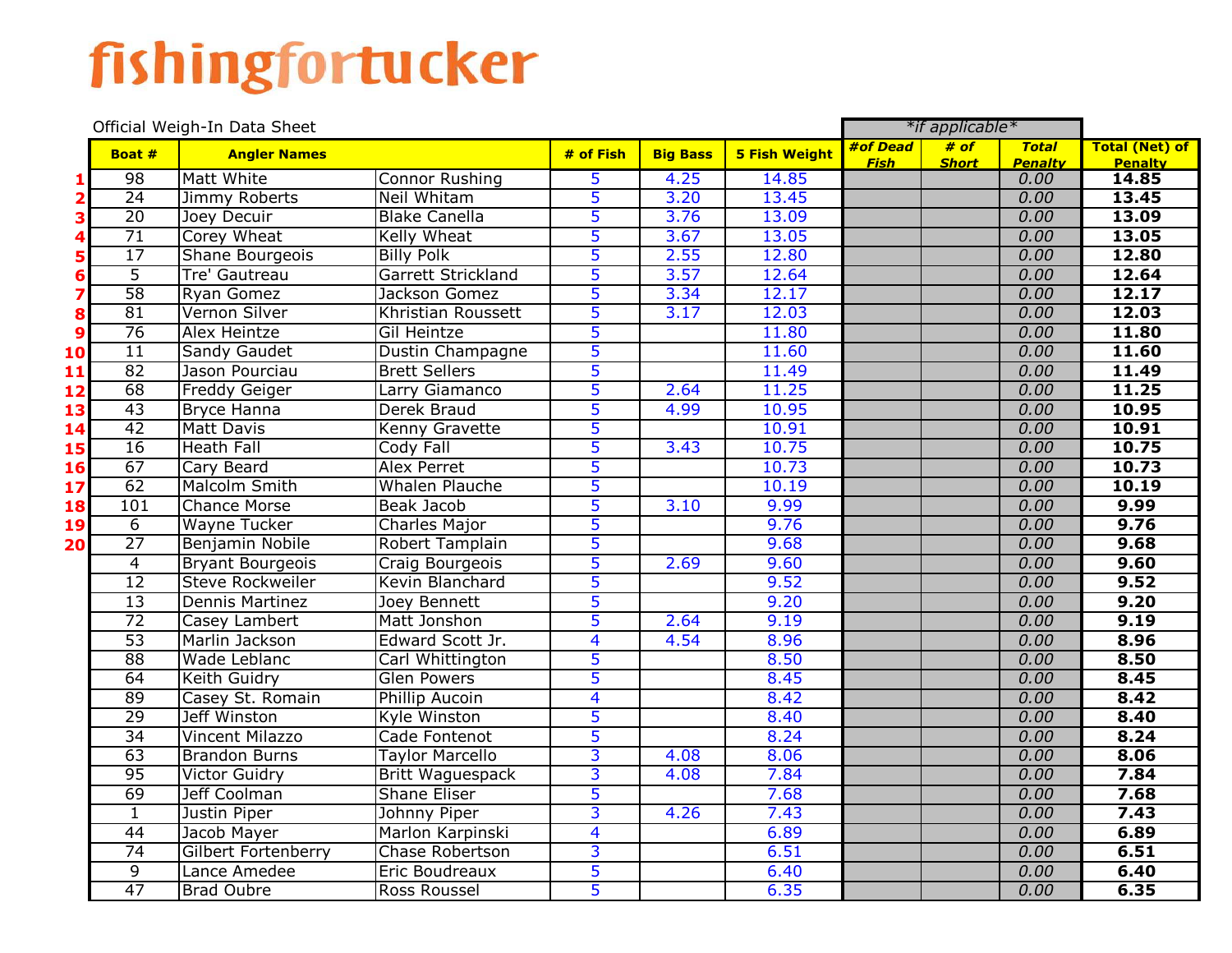# fishingfortucker

Official Weigh-In Data Sheet

| | Boat # | Angler Names | | # of Fish | Big Bass | 5 Fish Weight | #of Dead Fish *if applicable* | # of Short *if applicable* | Total Penalty *if applicable* | Total (Net) of Penalty |
|---|---|---|---|---|---|---|---|---|---|---|
| 1 | 98 | Matt White | Connor Rushing | 5 | 4.25 | 14.85 | | | 0.00 | **14.85** |
| 2 | 24 | Jimmy Roberts | Neil Whitam | 5 | 3.20 | 13.45 | | | 0.00 | **13.45** |
| 3 | 20 | Joey Decuir | Blake Canella | 5 | 3.76 | 13.09 | | | 0.00 | **13.09** |
| 4 | 71 | Corey Wheat | Kelly Wheat | 5 | 3.67 | 13.05 | | | 0.00 | **13.05** |
| 5 | 17 | Shane Bourgeois | Billy Polk | 5 | 2.55 | 12.80 | | | 0.00 | **12.80** |
| 6 | 5 | Tre' Gautreau | Garrett Strickland | 5 | 3.57 | 12.64 | | | 0.00 | **12.64** |
| 7 | 58 | Ryan Gomez | Jackson Gomez | 5 | 3.34 | 12.17 | | | 0.00 | **12.17** |
| 8 | 81 | Vernon Silver | Khristian Roussett | 5 | 3.17 | 12.03 | | | 0.00 | **12.03** |
| 9 | 76 | Alex Heintze | Gil Heintze | 5 | | 11.80 | | | 0.00 | **11.80** |
| 10 | 11 | Sandy Gaudet | Dustin Champagne | 5 | | 11.60 | | | 0.00 | **11.60** |
| 11 | 82 | Jason Pourciau | Brett Sellers | 5 | | 11.49 | | | 0.00 | **11.49** |
| 12 | 68 | Freddy Geiger | Larry Giamanco | 5 | 2.64 | 11.25 | | | 0.00 | **11.25** |
| 13 | 43 | Bryce Hanna | Derek Braud | 5 | 4.99 | 10.95 | | | 0.00 | **10.95** |
| 14 | 42 | Matt Davis | Kenny Gravette | 5 | | 10.91 | | | 0.00 | **10.91** |
| 15 | 16 | Heath Fall | Cody Fall | 5 | 3.43 | 10.75 | | | 0.00 | **10.75** |
| 16 | 67 | Cary Beard | Alex Perret | 5 | | 10.73 | | | 0.00 | **10.73** |
| 17 | 62 | Malcolm Smith | Whalen Plauche | 5 | | 10.19 | | | 0.00 | **10.19** |
| 18 | 101 | Chance Morse | Beak Jacob | 5 | 3.10 | 9.99 | | | 0.00 | **9.99** |
| 19 | 6 | Wayne Tucker | Charles Major | 5 | | 9.76 | | | 0.00 | **9.76** |
| 20 | 27 | Benjamin Nobile | Robert Tamplain | 5 | | 9.68 | | | 0.00 | **9.68** |
| | 4 | Bryant Bourgeois | Craig Bourgeois | 5 | 2.69 | 9.60 | | | 0.00 | **9.60** |
| | 12 | Steve Rockweiler | Kevin Blanchard | 5 | | 9.52 | | | 0.00 | **9.52** |
| | 13 | Dennis Martinez | Joey Bennett | 5 | | 9.20 | | | 0.00 | **9.20** |
| | 72 | Casey Lambert | Matt Jonshon | 5 | 2.64 | 9.19 | | | 0.00 | **9.19** |
| | 53 | Marlin Jackson | Edward Scott Jr. | 4 | 4.54 | 8.96 | | | 0.00 | **8.96** |
| | 88 | Wade Leblanc | Carl Whittington | 5 | | 8.50 | | | 0.00 | **8.50** |
| | 64 | Keith Guidry | Glen Powers | 5 | | 8.45 | | | 0.00 | **8.45** |
| | 89 | Casey St. Romain | Phillip Aucoin | 4 | | 8.42 | | | 0.00 | **8.42** |
| | 29 | Jeff Winston | Kyle Winston | 5 | | 8.40 | | | 0.00 | **8.40** |
| | 34 | Vincent Milazzo | Cade Fontenot | 5 | | 8.24 | | | 0.00 | **8.24** |
| | 63 | Brandon Burns | Taylor Marcello | 3 | 4.08 | 8.06 | | | 0.00 | **8.06** |
| | 95 | Victor Guidry | Britt Waguespack | 3 | 4.08 | 7.84 | | | 0.00 | **7.84** |
| | 69 | Jeff Coolman | Shane Eliser | 5 | | 7.68 | | | 0.00 | **7.68** |
| | 1 | Justin Piper | Johnny Piper | 3 | 4.26 | 7.43 | | | 0.00 | **7.43** |
| | 44 | Jacob Mayer | Marlon Karpinski | 4 | | 6.89 | | | 0.00 | **6.89** |
| | 74 | Gilbert Fortenberry | Chase Robertson | 3 | | 6.51 | | | 0.00 | **6.51** |
| | 9 | Lance Amedee | Eric Boudreaux | 5 | | 6.40 | | | 0.00 | **6.40** |
| | 47 | Brad Oubre | Ross Roussel | 5 | | 6.35 | | | 0.00 | **6.35** |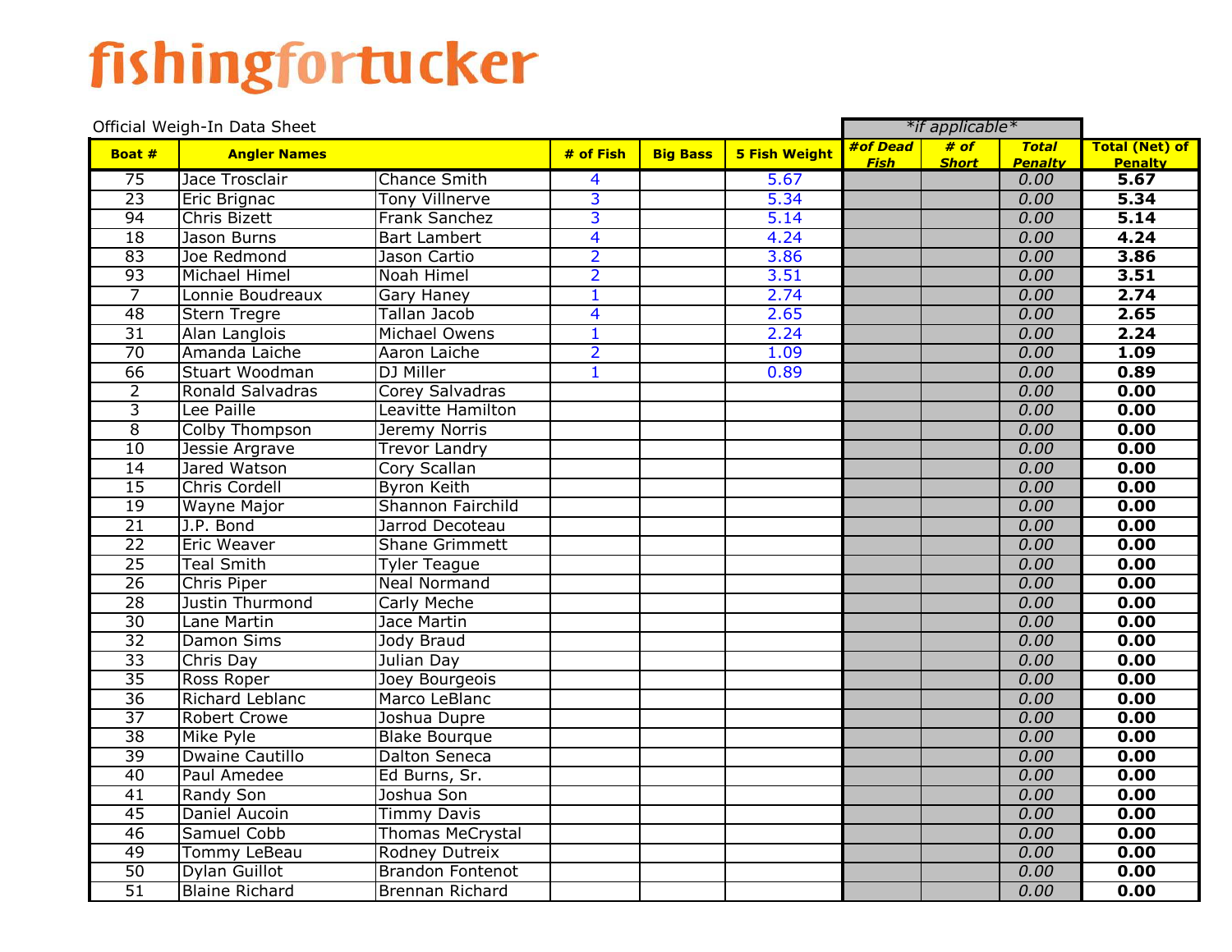# fishingfortucker

Official Weigh-In Data Sheet

| Boat # | Angler Names | | # of Fish | Big Bass | 5 Fish Weight | #of Dead Fish | # of Short | Total Penalty | Total (Net) of Penalty |
|---|---|---|---|---|---|---|---|---|---|
| | | | | | | *if applicable* | | | |
| 75 | Jace Trosclair | Chance Smith | 4 | | 5.67 | | | 0.00 | **5.67** |
| 23 | Eric Brignac | Tony Villnerve | 3 | | 5.34 | | | 0.00 | **5.34** |
| 94 | Chris Bizett | Frank Sanchez | 3 | | 5.14 | | | 0.00 | **5.14** |
| 18 | Jason Burns | Bart Lambert | 4 | | 4.24 | | | 0.00 | **4.24** |
| 83 | Joe Redmond | Jason Cartio | 2 | | 3.86 | | | 0.00 | **3.86** |
| 93 | Michael Himel | Noah Himel | 2 | | 3.51 | | | 0.00 | **3.51** |
| 7 | Lonnie Boudreaux | Gary Haney | 1 | | 2.74 | | | 0.00 | **2.74** |
| 48 | Stern Tregre | Tallan Jacob | 4 | | 2.65 | | | 0.00 | **2.65** |
| 31 | Alan Langlois | Michael Owens | 1 | | 2.24 | | | 0.00 | **2.24** |
| 70 | Amanda Laiche | Aaron Laiche | 2 | | 1.09 | | | 0.00 | **1.09** |
| 66 | Stuart Woodman | DJ Miller | 1 | | 0.89 | | | 0.00 | **0.89** |
| 2 | Ronald Salvadras | Corey Salvadras | | | | | | 0.00 | **0.00** |
| 3 | Lee Paille | Leavitte Hamilton | | | | | | 0.00 | **0.00** |
| 8 | Colby Thompson | Jeremy Norris | | | | | | 0.00 | **0.00** |
| 10 | Jessie Argrave | Trevor Landry | | | | | | 0.00 | **0.00** |
| 14 | Jared Watson | Cory Scallan | | | | | | 0.00 | **0.00** |
| 15 | Chris Cordell | Byron Keith | | | | | | 0.00 | **0.00** |
| 19 | Wayne Major | Shannon Fairchild | | | | | | 0.00 | **0.00** |
| 21 | J.P. Bond | Jarrod Decoteau | | | | | | 0.00 | **0.00** |
| 22 | Eric Weaver | Shane Grimmett | | | | | | 0.00 | **0.00** |
| 25 | Teal Smith | Tyler Teague | | | | | | 0.00 | **0.00** |
| 26 | Chris Piper | Neal Normand | | | | | | 0.00 | **0.00** |
| 28 | Justin Thurmond | Carly Meche | | | | | | 0.00 | **0.00** |
| 30 | Lane Martin | Jace Martin | | | | | | 0.00 | **0.00** |
| 32 | Damon Sims | Jody Braud | | | | | | 0.00 | **0.00** |
| 33 | Chris Day | Julian Day | | | | | | 0.00 | **0.00** |
| 35 | Ross Roper | Joey Bourgeois | | | | | | 0.00 | **0.00** |
| 36 | Richard Leblanc | Marco LeBlanc | | | | | | 0.00 | **0.00** |
| 37 | Robert Crowe | Joshua Dupre | | | | | | 0.00 | **0.00** |
| 38 | Mike Pyle | Blake Bourque | | | | | | 0.00 | **0.00** |
| 39 | Dwaine Cautillo | Dalton Seneca | | | | | | 0.00 | **0.00** |
| 40 | Paul Amedee | Ed Burns, Sr. | | | | | | 0.00 | **0.00** |
| 41 | Randy Son | Joshua Son | | | | | | 0.00 | **0.00** |
| 45 | Daniel Aucoin | Timmy Davis | | | | | | 0.00 | **0.00** |
| 46 | Samuel Cobb | Thomas McCrystal | | | | | | 0.00 | **0.00** |
| 49 | Tommy LeBeau | Rodney Dutreix | | | | | | 0.00 | **0.00** |
| 50 | Dylan Guillot | Brandon Fontenot | | | | | | 0.00 | **0.00** |
| 51 | Blaine Richard | Brennan Richard | | | | | | 0.00 | **0.00** |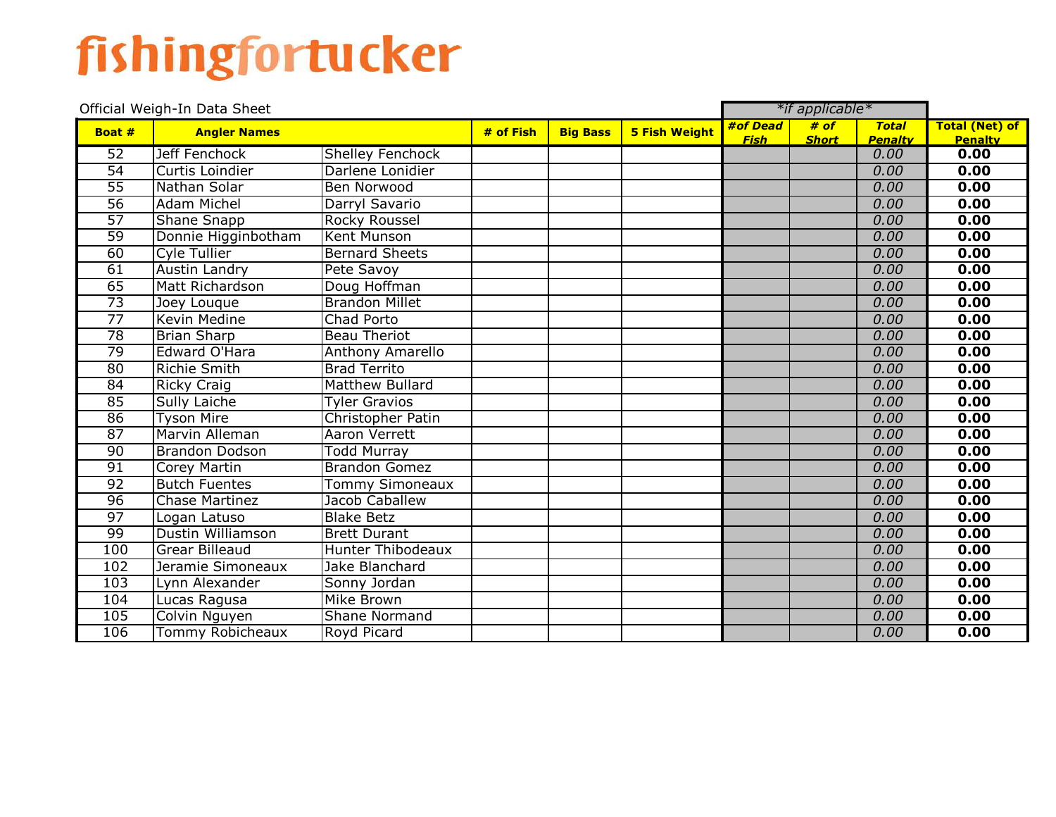# fishingfortucker

Official Weigh-In Data Sheet

| Boat # | Angler Names | | # of Fish | Big Bass | 5 Fish Weight | *if applicable* | | | Total (Net) of Penalty |
|---|---|---|---|---|---|---|---|---|---|
| | | | | | | *#of Dead Fish* | *# of Short* | *Total Penalty* | |
| 52 | Jeff Fenchock | Shelley Fenchock | | | | | | *0.00* | **0.00** |
| 54 | Curtis Loindier | Darlene Lonidier | | | | | | *0.00* | **0.00** |
| 55 | Nathan Solar | Ben Norwood | | | | | | *0.00* | **0.00** |
| 56 | Adam Michel | Darryl Savario | | | | | | *0.00* | **0.00** |
| 57 | Shane Snapp | Rocky Roussel | | | | | | *0.00* | **0.00** |
| 59 | Donnie Higginbotham | Kent Munson | | | | | | *0.00* | **0.00** |
| 60 | Cyle Tullier | Bernard Sheets | | | | | | *0.00* | **0.00** |
| 61 | Austin Landry | Pete Savoy | | | | | | *0.00* | **0.00** |
| 65 | Matt Richardson | Doug Hoffman | | | | | | *0.00* | **0.00** |
| 73 | Joey Louque | Brandon Millet | | | | | | *0.00* | **0.00** |
| 77 | Kevin Medine | Chad Porto | | | | | | *0.00* | **0.00** |
| 78 | Brian Sharp | Beau Theriot | | | | | | *0.00* | **0.00** |
| 79 | Edward O'Hara | Anthony Amarello | | | | | | *0.00* | **0.00** |
| 80 | Richie Smith | Brad Territo | | | | | | *0.00* | **0.00** |
| 84 | Ricky Craig | Matthew Bullard | | | | | | *0.00* | **0.00** |
| 85 | Sully Laiche | Tyler Gravios | | | | | | *0.00* | **0.00** |
| 86 | Tyson Mire | Christopher Patin | | | | | | *0.00* | **0.00** |
| 87 | Marvin Alleman | Aaron Verrett | | | | | | *0.00* | **0.00** |
| 90 | Brandon Dodson | Todd Murray | | | | | | *0.00* | **0.00** |
| 91 | Corey Martin | Brandon Gomez | | | | | | *0.00* | **0.00** |
| 92 | Butch Fuentes | Tommy Simoneaux | | | | | | *0.00* | **0.00** |
| 96 | Chase Martinez | Jacob Caballew | | | | | | *0.00* | **0.00** |
| 97 | Logan Latuso | Blake Betz | | | | | | *0.00* | **0.00** |
| 99 | Dustin Williamson | Brett Durant | | | | | | *0.00* | **0.00** |
| 100 | Grear Billeaud | Hunter Thibodeaux | | | | | | *0.00* | **0.00** |
| 102 | Jeramie Simoneaux | Jake Blanchard | | | | | | *0.00* | **0.00** |
| 103 | Lynn Alexander | Sonny Jordan | | | | | | *0.00* | **0.00** |
| 104 | Lucas Ragusa | Mike Brown | | | | | | *0.00* | **0.00** |
| 105 | Colvin Nguyen | Shane Normand | | | | | | *0.00* | **0.00** |
| 106 | Tommy Robicheaux | Royd Picard | | | | | | *0.00* | **0.00** |